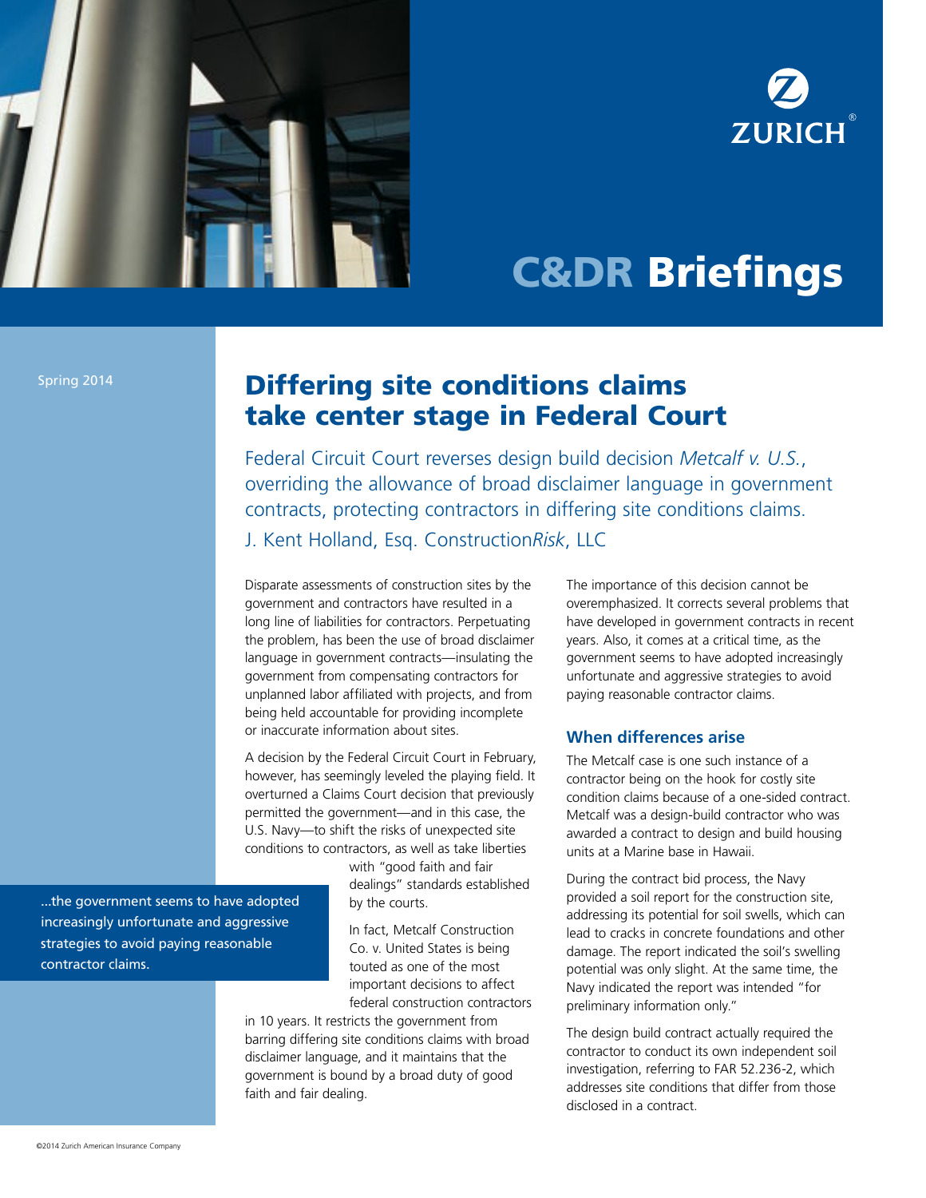ZURICH

# C&DR Briefings

Spring 2014

## Differing site conditions claims take center stage in Federal Court

Federal Circuit Court reverses design build decision *Metcalf v. U.S.*, overriding the allowance of broad disclaimer language in government contracts, protecting contractors in differing site conditions claims.

J. Kent Holland, Esq. Construction*Risk*, LLC

Disparate assessments of construction sites by the government and contractors have resulted in a long line of liabilities for contractors. Perpetuating the problem, has been the use of broad disclaimer language in government contracts—insulating the government from compensating contractors for unplanned labor affiliated with projects, and from being held accountable for providing incomplete or inaccurate information about sites.

A decision by the Federal Circuit Court in February, however, has seemingly leveled the playing field. It overturned a Claims Court decision that previously permitted the government—and in this case, the U.S. Navy—to shift the risks of unexpected site conditions to contractors, as well as take liberties with "good faith and fair dealings" standards established by the courts.

> ...the government seems to have adopted increasingly unfortunate and aggressive strategies to avoid paying reasonable contractor claims.

In fact, Metcalf Construction Co. v. United States is being touted as one of the most important decisions to affect federal construction contractors in 10 years. It restricts the government from barring differing site conditions claims with broad disclaimer language, and it maintains that the government is bound by a broad duty of good faith and fair dealing.

The importance of this decision cannot be overemphasized. It corrects several problems that have developed in government contracts in recent years. Also, it comes at a critical time, as the government seems to have adopted increasingly unfortunate and aggressive strategies to avoid paying reasonable contractor claims.

### When differences arise

The Metcalf case is one such instance of a contractor being on the hook for costly site condition claims because of a one-sided contract. Metcalf was a design-build contractor who was awarded a contract to design and build housing units at a Marine base in Hawaii.

During the contract bid process, the Navy provided a soil report for the construction site, addressing its potential for soil swells, which can lead to cracks in concrete foundations and other damage. The report indicated the soil's swelling potential was only slight. At the same time, the Navy indicated the report was intended "for preliminary information only."

The design build contract actually required the contractor to conduct its own independent soil investigation, referring to FAR 52.236-2, which addresses site conditions that differ from those disclosed in a contract.

©2014 Zurich American Insurance Company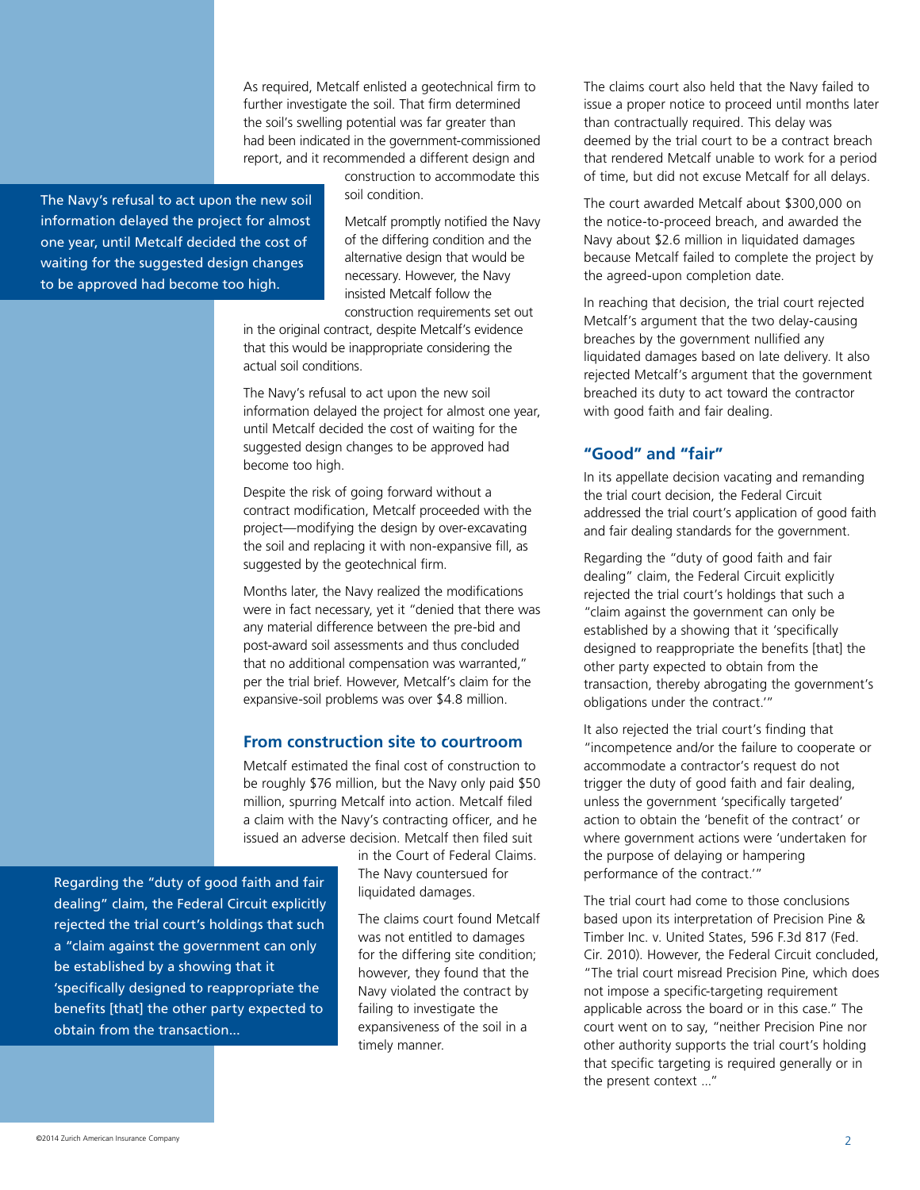As required, Metcalf enlisted a geotechnical firm to further investigate the soil. That firm determined the soil's swelling potential was far greater than had been indicated in the government-commissioned report, and it recommended a different design and construction to accommodate this soil condition.

> The Navy's refusal to act upon the new soil information delayed the project for almost one year, until Metcalf decided the cost of waiting for the suggested design changes to be approved had become too high.

Metcalf promptly notified the Navy of the differing condition and the alternative design that would be necessary. However, the Navy insisted Metcalf follow the construction requirements set out in the original contract, despite Metcalf's evidence that this would be inappropriate considering the actual soil conditions.

The Navy's refusal to act upon the new soil information delayed the project for almost one year, until Metcalf decided the cost of waiting for the suggested design changes to be approved had become too high.

Despite the risk of going forward without a contract modification, Metcalf proceeded with the project—modifying the design by over-excavating the soil and replacing it with non-expansive fill, as suggested by the geotechnical firm.

Months later, the Navy realized the modifications were in fact necessary, yet it "denied that there was any material difference between the pre-bid and post-award soil assessments and thus concluded that no additional compensation was warranted," per the trial brief. However, Metcalf's claim for the expansive-soil problems was over $4.8 million.

## From construction site to courtroom

Metcalf estimated the final cost of construction to be roughly $76 million, but the Navy only paid $50 million, spurring Metcalf into action. Metcalf filed a claim with the Navy's contracting officer, and he issued an adverse decision. Metcalf then filed suit in the Court of Federal Claims. The Navy countersued for liquidated damages.

> Regarding the "duty of good faith and fair dealing" claim, the Federal Circuit explicitly rejected the trial court's holdings that such a "claim against the government can only be established by a showing that it 'specifically designed to reappropriate the benefits [that] the other party expected to obtain from the transaction...

The claims court found Metcalf was not entitled to damages for the differing site condition; however, they found that the Navy violated the contract by failing to investigate the expansiveness of the soil in a timely manner.

The claims court also held that the Navy failed to issue a proper notice to proceed until months later than contractually required. This delay was deemed by the trial court to be a contract breach that rendered Metcalf unable to work for a period of time, but did not excuse Metcalf for all delays.

The court awarded Metcalf about $300,000 on the notice-to-proceed breach, and awarded the Navy about $2.6 million in liquidated damages because Metcalf failed to complete the project by the agreed-upon completion date.

In reaching that decision, the trial court rejected Metcalf's argument that the two delay-causing breaches by the government nullified any liquidated damages based on late delivery. It also rejected Metcalf's argument that the government breached its duty to act toward the contractor with good faith and fair dealing.

## "Good" and "fair"

In its appellate decision vacating and remanding the trial court decision, the Federal Circuit addressed the trial court's application of good faith and fair dealing standards for the government.

Regarding the "duty of good faith and fair dealing" claim, the Federal Circuit explicitly rejected the trial court's holdings that such a "claim against the government can only be established by a showing that it 'specifically designed to reappropriate the benefits [that] the other party expected to obtain from the transaction, thereby abrogating the government's obligations under the contract.'"

It also rejected the trial court's finding that "incompetence and/or the failure to cooperate or accommodate a contractor's request do not trigger the duty of good faith and fair dealing, unless the government 'specifically targeted' action to obtain the 'benefit of the contract' or where government actions were 'undertaken for the purpose of delaying or hampering performance of the contract.'"

The trial court had come to those conclusions based upon its interpretation of Precision Pine & Timber Inc. v. United States, 596 F.3d 817 (Fed. Cir. 2010). However, the Federal Circuit concluded, "The trial court misread Precision Pine, which does not impose a specific-targeting requirement applicable across the board or in this case." The court went on to say, "neither Precision Pine nor other authority supports the trial court's holding that specific targeting is required generally or in the present context ..."

©2014 Zurich American Insurance Company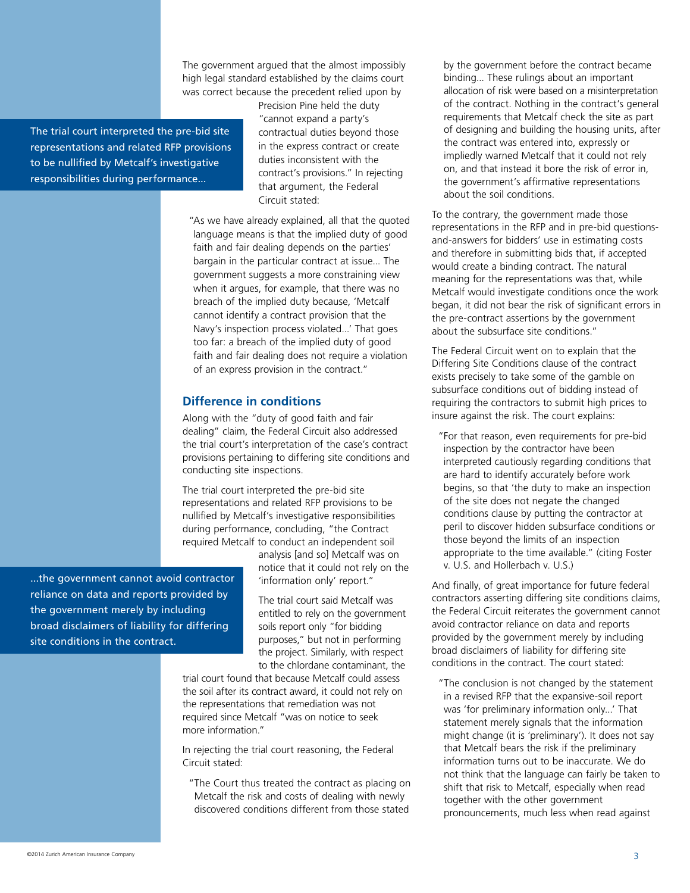The government argued that the almost impossibly high legal standard established by the claims court was correct because the precedent relied upon by Precision Pine held the duty "cannot expand a party's contractual duties beyond those in the express contract or create duties inconsistent with the contract's provisions." In rejecting that argument, the Federal Circuit stated:

> "As we have already explained, all that the quoted language means is that the implied duty of good faith and fair dealing depends on the parties' bargain in the particular contract at issue... The government suggests a more constraining view when it argues, for example, that there was no breach of the implied duty because, 'Metcalf cannot identify a contract provision that the Navy's inspection process violated...' That goes too far: a breach of the implied duty of good faith and fair dealing does not require a violation of an express provision in the contract."

> The trial court interpreted the pre-bid site representations and related RFP provisions to be nullified by Metcalf's investigative responsibilities during performance...

## Difference in conditions

Along with the "duty of good faith and fair dealing" claim, the Federal Circuit also addressed the trial court's interpretation of the case's contract provisions pertaining to differing site conditions and conducting site inspections.

The trial court interpreted the pre-bid site representations and related RFP provisions to be nullified by Metcalf's investigative responsibilities during performance, concluding, "the Contract required Metcalf to conduct an independent soil analysis [and so] Metcalf was on notice that it could not rely on the 'information only' report."

> ...the government cannot avoid contractor reliance on data and reports provided by the government merely by including broad disclaimers of liability for differing site conditions in the contract.

The trial court said Metcalf was entitled to rely on the government soils report only "for bidding purposes," but not in performing the project. Similarly, with respect to the chlordane contaminant, the trial court found that because Metcalf could assess the soil after its contract award, it could not rely on the representations that remediation was not required since Metcalf "was on notice to seek more information."

In rejecting the trial court reasoning, the Federal Circuit stated:

> "The Court thus treated the contract as placing on Metcalf the risk and costs of dealing with newly discovered conditions different from those stated by the government before the contract became binding... These rulings about an important allocation of risk were based on a misinterpretation of the contract. Nothing in the contract's general requirements that Metcalf check the site as part of designing and building the housing units, after the contract was entered into, expressly or impliedly warned Metcalf that it could not rely on, and that instead it bore the risk of error in, the government's affirmative representations about the soil conditions.

To the contrary, the government made those representations in the RFP and in pre-bid questions-and-answers for bidders' use in estimating costs and therefore in submitting bids that, if accepted would create a binding contract. The natural meaning for the representations was that, while Metcalf would investigate conditions once the work began, it did not bear the risk of significant errors in the pre-contract assertions by the government about the subsurface site conditions."

The Federal Circuit went on to explain that the Differing Site Conditions clause of the contract exists precisely to take some of the gamble on subsurface conditions out of bidding instead of requiring the contractors to submit high prices to insure against the risk. The court explains:

> "For that reason, even requirements for pre-bid inspection by the contractor have been interpreted cautiously regarding conditions that are hard to identify accurately before work begins, so that 'the duty to make an inspection of the site does not negate the changed conditions clause by putting the contractor at peril to discover hidden subsurface conditions or those beyond the limits of an inspection appropriate to the time available." (citing Foster v. U.S. and Hollerbach v. U.S.)

And finally, of great importance for future federal contractors asserting differing site conditions claims, the Federal Circuit reiterates the government cannot avoid contractor reliance on data and reports provided by the government merely by including broad disclaimers of liability for differing site conditions in the contract. The court stated:

> "The conclusion is not changed by the statement in a revised RFP that the expansive-soil report was 'for preliminary information only...' That statement merely signals that the information might change (it is 'preliminary'). It does not say that Metcalf bears the risk if the preliminary information turns out to be inaccurate. We do not think that the language can fairly be taken to shift that risk to Metcalf, especially when read together with the other government pronouncements, much less when read against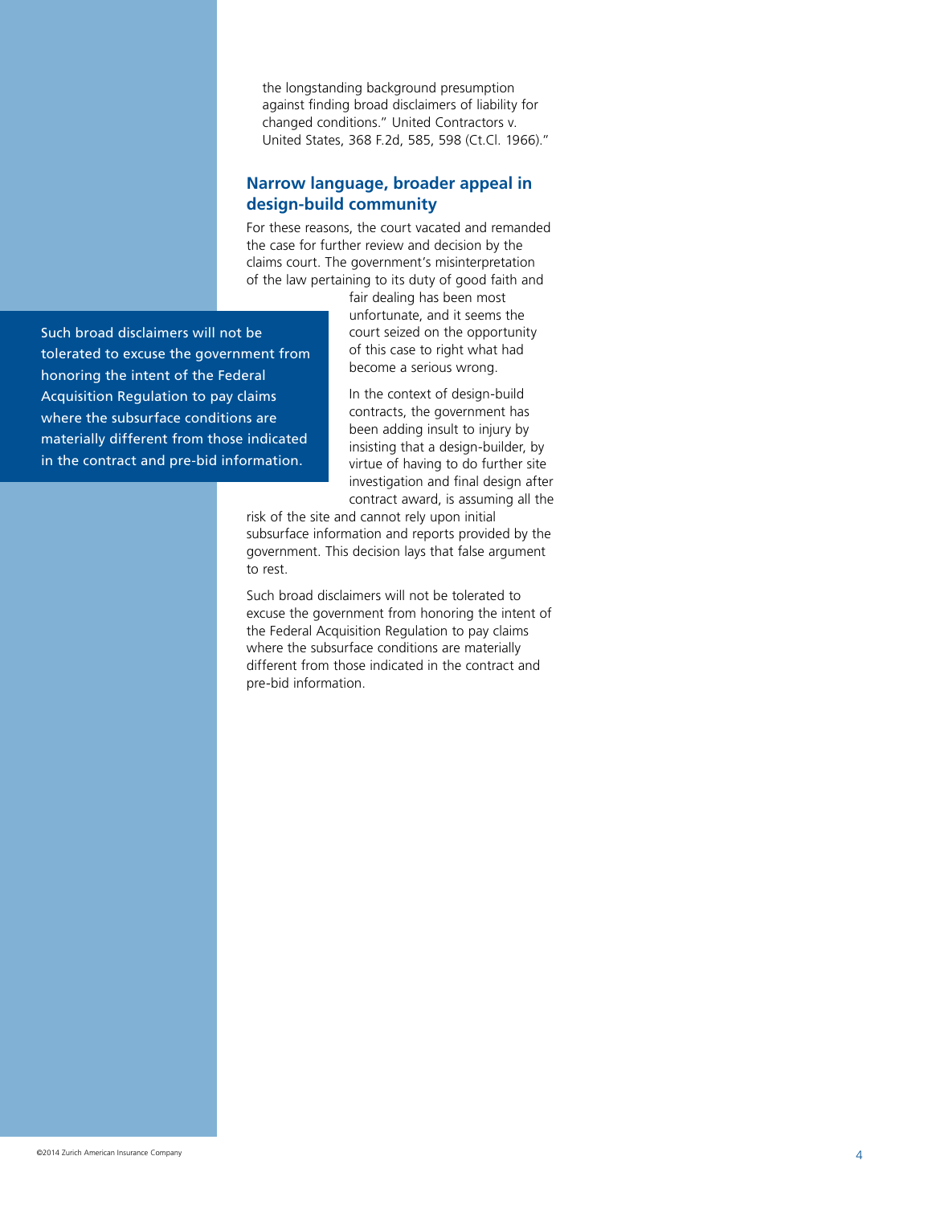the longstanding background presumption against finding broad disclaimers of liability for changed conditions." United Contractors v. United States, 368 F.2d, 585, 598 (Ct.Cl. 1966)."

## Narrow language, broader appeal in design-build community

For these reasons, the court vacated and remanded the case for further review and decision by the claims court. The government's misinterpretation of the law pertaining to its duty of good faith and fair dealing has been most unfortunate, and it seems the court seized on the opportunity of this case to right what had become a serious wrong.

> Such broad disclaimers will not be tolerated to excuse the government from honoring the intent of the Federal Acquisition Regulation to pay claims where the subsurface conditions are materially different from those indicated in the contract and pre-bid information.

In the context of design-build contracts, the government has been adding insult to injury by insisting that a design-builder, by virtue of having to do further site investigation and final design after contract award, is assuming all the risk of the site and cannot rely upon initial subsurface information and reports provided by the government. This decision lays that false argument to rest.

Such broad disclaimers will not be tolerated to excuse the government from honoring the intent of the Federal Acquisition Regulation to pay claims where the subsurface conditions are materially different from those indicated in the contract and pre-bid information.

©2014 Zurich American Insurance Company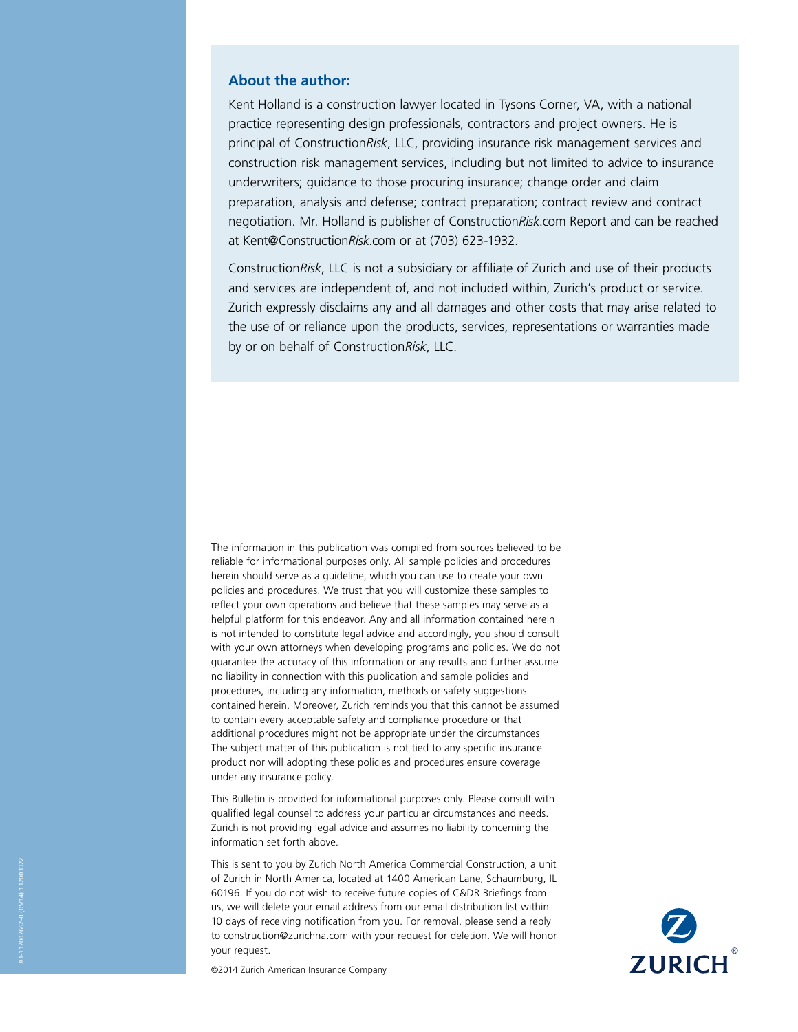### About the author:

Kent Holland is a construction lawyer located in Tysons Corner, VA, with a national practice representing design professionals, contractors and project owners. He is principal of Construction*Risk*, LLC, providing insurance risk management services and construction risk management services, including but not limited to advice to insurance underwriters; guidance to those procuring insurance; change order and claim preparation, analysis and defense; contract preparation; contract review and contract negotiation. Mr. Holland is publisher of Construction*Risk*.com Report and can be reached at Kent@Construction*Risk*.com or at (703) 623-1932.

Construction*Risk*, LLC is not a subsidiary or affiliate of Zurich and use of their products and services are independent of, and not included within, Zurich's product or service. Zurich expressly disclaims any and all damages and other costs that may arise related to the use of or reliance upon the products, services, representations or warranties made by or on behalf of Construction*Risk*, LLC.

The information in this publication was compiled from sources believed to be reliable for informational purposes only. All sample policies and procedures herein should serve as a guideline, which you can use to create your own policies and procedures. We trust that you will customize these samples to reflect your own operations and believe that these samples may serve as a helpful platform for this endeavor. Any and all information contained herein is not intended to constitute legal advice and accordingly, you should consult with your own attorneys when developing programs and policies. We do not guarantee the accuracy of this information or any results and further assume no liability in connection with this publication and sample policies and procedures, including any information, methods or safety suggestions contained herein. Moreover, Zurich reminds you that this cannot be assumed to contain every acceptable safety and compliance procedure or that additional procedures might not be appropriate under the circumstances The subject matter of this publication is not tied to any specific insurance product nor will adopting these policies and procedures ensure coverage under any insurance policy.

This Bulletin is provided for informational purposes only. Please consult with qualified legal counsel to address your particular circumstances and needs. Zurich is not providing legal advice and assumes no liability concerning the information set forth above.

This is sent to you by Zurich North America Commercial Construction, a unit of Zurich in North America, located at 1400 American Lane, Schaumburg, IL 60196. If you do not wish to receive future copies of C&DR Briefings from us, we will delete your email address from our email distribution list within 10 days of receiving notification from you. For removal, please send a reply to construction@zurichna.com with your request for deletion. We will honor your request.

©2014 Zurich American Insurance Company

A1-112002662-B (05/14) 112003322

ZURICH®